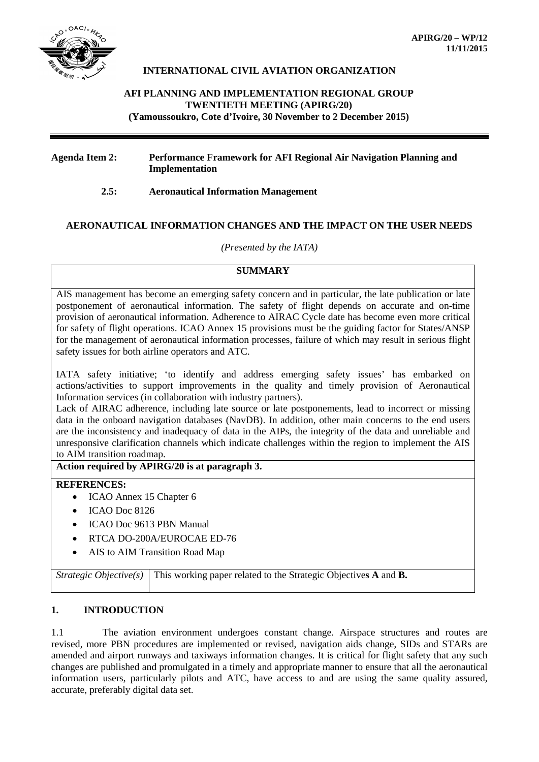**APIRG/20 – WP/12**
**11/11/2015**

**INTERNATIONAL CIVIL AVIATION ORGANIZATION**

**AFI PLANNING AND IMPLEMENTATION REGIONAL GROUP**
**TWENTIETH MEETING (APIRG/20)**
**(Yamoussoukro, Cote d'Ivoire, 30 November to 2 December 2015)**

---

**Agenda Item 2: Performance Framework for AFI Regional Air Navigation Planning and Implementation**

**2.5: Aeronautical Information Management**

## AERONAUTICAL INFORMATION CHANGES AND THE IMPACT ON THE USER NEEDS

*(Presented by the IATA)*

| **SUMMARY** |
|---|
| AIS management has become an emerging safety concern and in particular, the late publication or late postponement of aeronautical information. The safety of flight depends on accurate and on-time provision of aeronautical information. Adherence to AIRAC Cycle date has become even more critical for safety of flight operations. ICAO Annex 15 provisions must be the guiding factor for States/ANSP for the management of aeronautical information processes, failure of which may result in serious flight safety issues for both airline operators and ATC.<br><br>IATA safety initiative; 'to identify and address emerging safety issues' has embarked on actions/activities to support improvements in the quality and timely provision of Aeronautical Information services (in collaboration with industry partners).<br>Lack of AIRAC adherence, including late source or late postponements, lead to incorrect or missing data in the onboard navigation databases (NavDB). In addition, other main concerns to the end users are the inconsistency and inadequacy of data in the AIPs, the integrity of the data and unreliable and unresponsive clarification channels which indicate challenges within the region to implement the AIS to AIM transition roadmap. |
| **Action required by APIRG/20 is at paragraph 3.** |
| **REFERENCES:**<br>• ICAO Annex 15 Chapter 6<br>• ICAO Doc 8126<br>• ICAO Doc 9613 PBN Manual<br>• RTCA DO-200A/EUROCAE ED-76<br>• AIS to AIM Transition Road Map |

| *Strategic Objective(s)* | This working paper related to the Strategic Objective**s A** and **B.** |
|---|---|

## 1. INTRODUCTION

1.1 The aviation environment undergoes constant change. Airspace structures and routes are revised, more PBN procedures are implemented or revised, navigation aids change, SIDs and STARs are amended and airport runways and taxiways information changes. It is critical for flight safety that any such changes are published and promulgated in a timely and appropriate manner to ensure that all the aeronautical information users, particularly pilots and ATC, have access to and are using the same quality assured, accurate, preferably digital data set.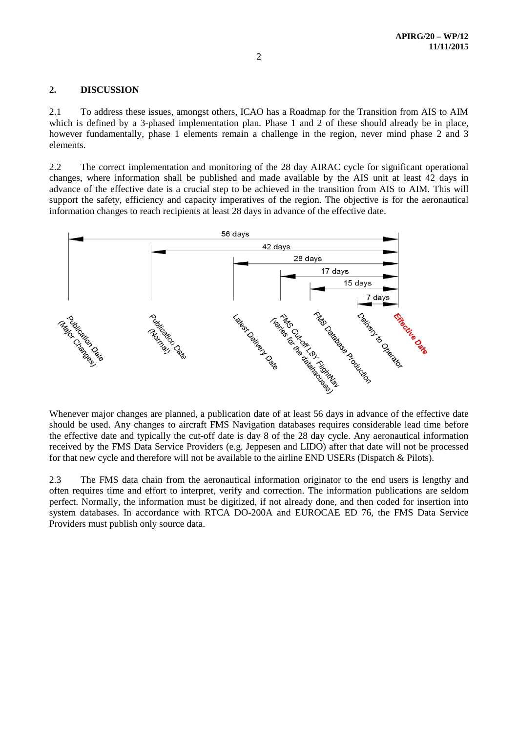## 2. DISCUSSION

2.1 To address these issues, amongst others, ICAO has a Roadmap for the Transition from AIS to AIM which is defined by a 3-phased implementation plan. Phase 1 and 2 of these should already be in place, however fundamentally, phase 1 elements remain a challenge in the region, never mind phase 2 and 3 elements.

2.2 The correct implementation and monitoring of the 28 day AIRAC cycle for significant operational changes, where information shall be published and made available by the AIS unit at least 42 days in advance of the effective date is a crucial step to be achieved in the transition from AIS to AIM. This will support the safety, efficiency and capacity imperatives of the region. The objective is for the aeronautical information changes to reach recipients at least 28 days in advance of the effective date.

Whenever major changes are planned, a publication date of at least 56 days in advance of the effective date should be used. Any changes to aircraft FMS Navigation databases requires considerable lead time before the effective date and typically the cut-off date is day 8 of the 28 day cycle. Any aeronautical information received by the FMS Data Service Providers (e.g. Jeppesen and LIDO) after that date will not be processed for that new cycle and therefore will not be available to the airline END USERs (Dispatch & Pilots).

2.3 The FMS data chain from the aeronautical information originator to the end users is lengthy and often requires time and effort to interpret, verify and correction. The information publications are seldom perfect. Normally, the information must be digitized, if not already done, and then coded for insertion into system databases. In accordance with RTCA DO-200A and EUROCAE ED 76, the FMS Data Service Providers must publish only source data.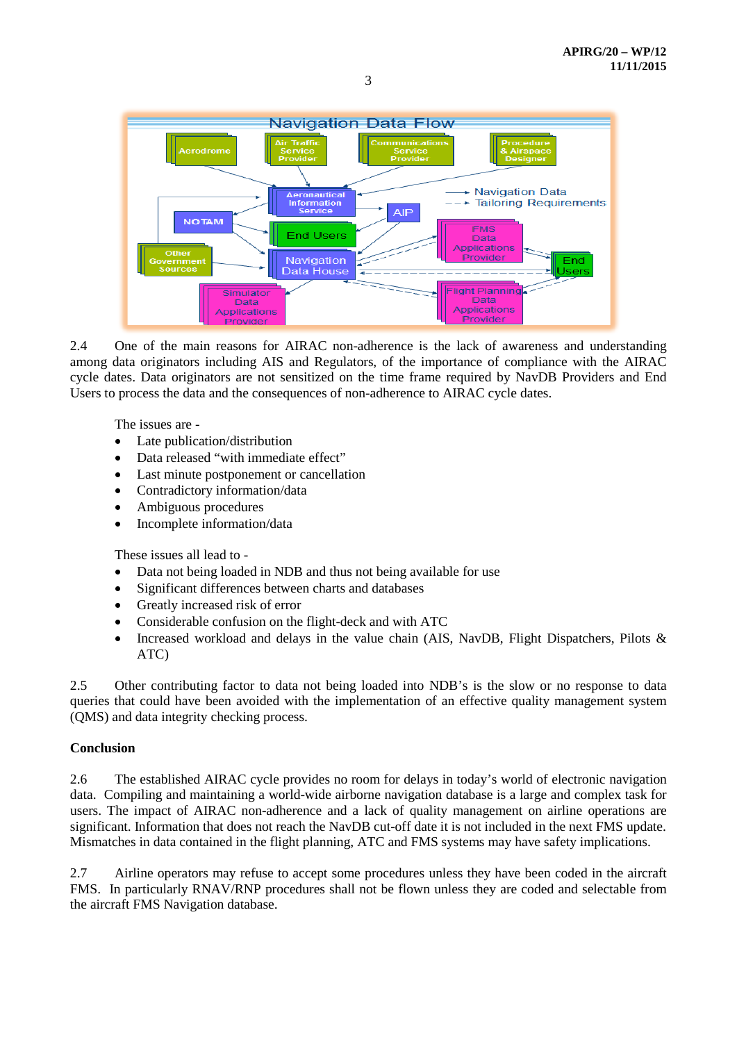2.4 One of the main reasons for AIRAC non-adherence is the lack of awareness and understanding among data originators including AIS and Regulators, of the importance of compliance with the AIRAC cycle dates. Data originators are not sensitized on the time frame required by NavDB Providers and End Users to process the data and the consequences of non-adherence to AIRAC cycle dates.

The issues are -

- Late publication/distribution
- Data released “with immediate effect”
- Last minute postponement or cancellation
- Contradictory information/data
- Ambiguous procedures
- Incomplete information/data

These issues all lead to -

- Data not being loaded in NDB and thus not being available for use
- Significant differences between charts and databases
- Greatly increased risk of error
- Considerable confusion on the flight-deck and with ATC
- Increased workload and delays in the value chain (AIS, NavDB, Flight Dispatchers, Pilots & ATC)

2.5 Other contributing factor to data not being loaded into NDB’s is the slow or no response to data queries that could have been avoided with the implementation of an effective quality management system (QMS) and data integrity checking process.

**Conclusion**

2.6 The established AIRAC cycle provides no room for delays in today’s world of electronic navigation data. Compiling and maintaining a world-wide airborne navigation database is a large and complex task for users. The impact of AIRAC non-adherence and a lack of quality management on airline operations are significant. Information that does not reach the NavDB cut-off date it is not included in the next FMS update. Mismatches in data contained in the flight planning, ATC and FMS systems may have safety implications.

2.7 Airline operators may refuse to accept some procedures unless they have been coded in the aircraft FMS. In particularly RNAV/RNP procedures shall not be flown unless they are coded and selectable from the aircraft FMS Navigation database.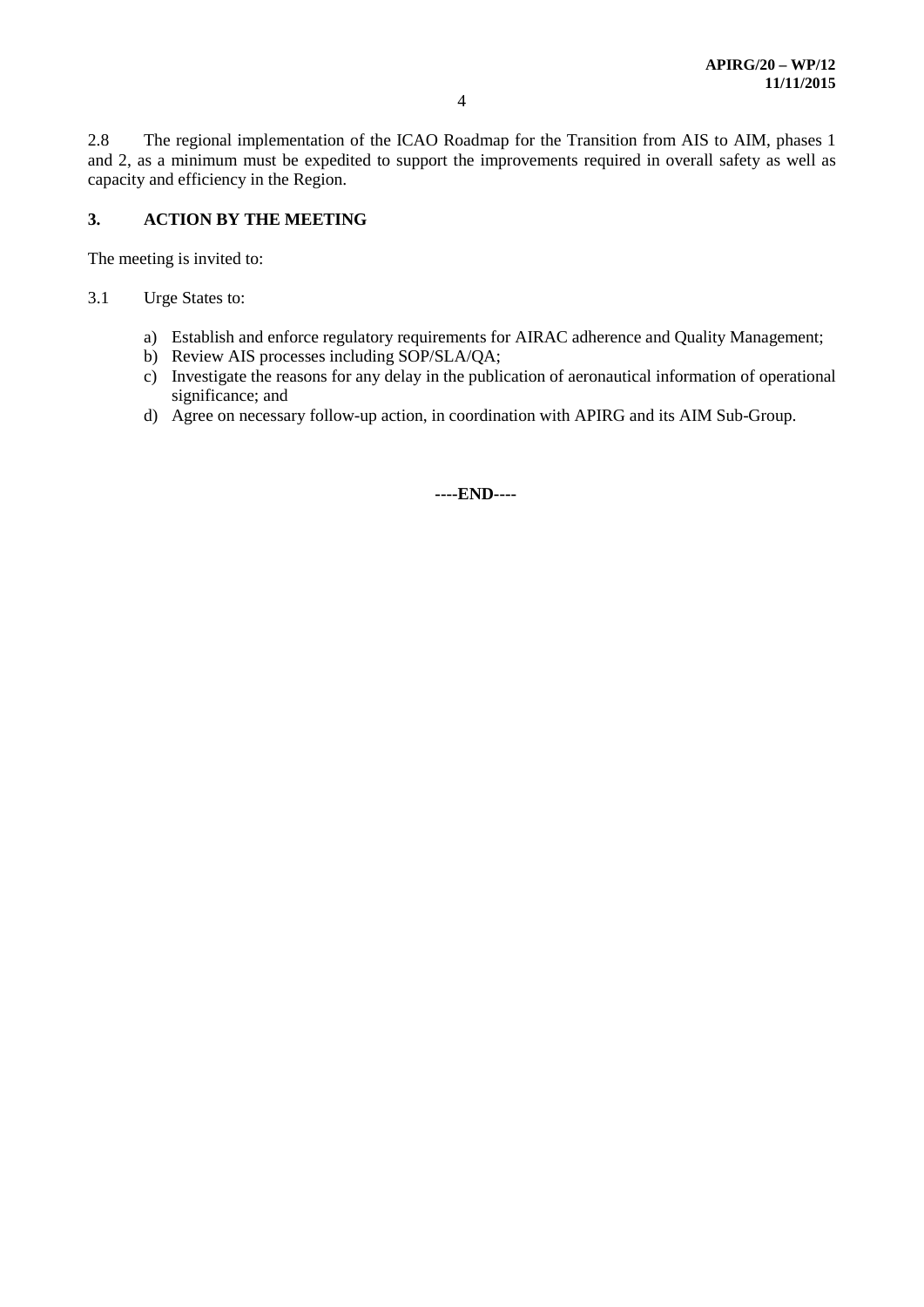2.8 The regional implementation of the ICAO Roadmap for the Transition from AIS to AIM, phases 1 and 2, as a minimum must be expedited to support the improvements required in overall safety as well as capacity and efficiency in the Region.

## 3. ACTION BY THE MEETING

The meeting is invited to:

3.1 Urge States to:

a) Establish and enforce regulatory requirements for AIRAC adherence and Quality Management;
b) Review AIS processes including SOP/SLA/QA;
c) Investigate the reasons for any delay in the publication of aeronautical information of operational significance; and
d) Agree on necessary follow-up action, in coordination with APIRG and its AIM Sub-Group.

**----END----**